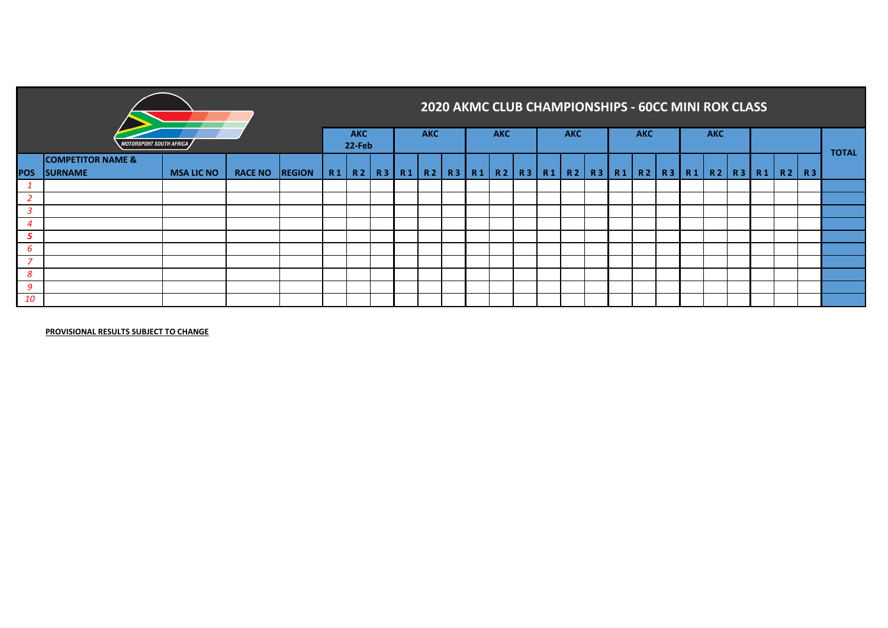# 2020 AKMC CLUB CHAMPIONSHIPS - 60CC MINI ROK CLASS

MOTORSPORT SOUTH AFRICA

| | | | | | AKC 22-Feb | | | AKC | | | AKC | | | AKC | | | AKC | | | AKC | | | | | | TOTAL |
|---|---|---|---|---|---|---|---|---|---|---|---|---|---|---|---|---|---|---|---|---|---|---|---|---|---|---|
| POS | COMPETITOR NAME & SURNAME | MSA LIC NO | RACE NO | REGION | R 1 | R 2 | R 3 | R 1 | R 2 | R 3 | R 1 | R 2 | R 3 | R 1 | R 2 | R 3 | R 1 | R 2 | R 3 | R 1 | R 2 | R 3 | R 1 | R 2 | R 3 | |
| 1 | | | | | | | | | | | | | | | | | | | | | | | | | | |
| 2 | | | | | | | | | | | | | | | | | | | | | | | | | | |
| 3 | | | | | | | | | | | | | | | | | | | | | | | | | | |
| 4 | | | | | | | | | | | | | | | | | | | | | | | | | | |
| 5 | | | | | | | | | | | | | | | | | | | | | | | | | | |
| 6 | | | | | | | | | | | | | | | | | | | | | | | | | | |
| 7 | | | | | | | | | | | | | | | | | | | | | | | | | | |
| 8 | | | | | | | | | | | | | | | | | | | | | | | | | | |
| 9 | | | | | | | | | | | | | | | | | | | | | | | | | | |
| 10 | | | | | | | | | | | | | | | | | | | | | | | | | | |

**PROVISIONAL RESULTS SUBJECT TO CHANGE**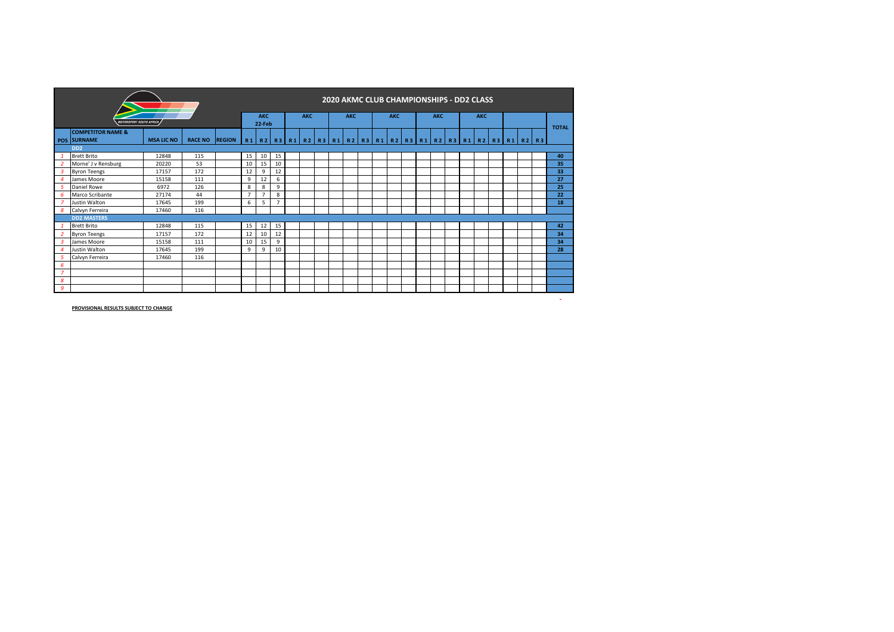# 2020 AKMC CLUB CHAMPIONSHIPS - DD2 CLASS

| POS | COMPETITOR NAME & SURNAME | MSA LIC NO | RACE NO | REGION | AKC 22-Feb R1 | R2 | R3 | AKC R1 | R2 | R3 | AKC R1 | R2 | R3 | AKC R1 | R2 | R3 | AKC R1 | R2 | R3 | AKC R1 | R2 | R3 | R1 | R2 | R3 | TOTAL |
|---|---|---|---|---|---|---|---|---|---|---|---|---|---|---|---|---|---|---|---|---|---|---|---|---|---|---|
| | **DD2** | | | | | | | | | | | | | | | | | | | | | | | | | |
| 1 | Brett Brito | 12848 | 115 | | 15 | 10 | 15 | | | | | | | | | | | | | | | | | | | 40 |
| 2 | Morne' J v Rensburg | 20220 | 53 | | 10 | 15 | 10 | | | | | | | | | | | | | | | | | | | 35 |
| 3 | Byron Teengs | 17157 | 172 | | 12 | 9 | 12 | | | | | | | | | | | | | | | | | | | 33 |
| 4 | James Moore | 15158 | 111 | | 9 | 12 | 6 | | | | | | | | | | | | | | | | | | | 27 |
| 5 | Daniel Rowe | 6972 | 126 | | 8 | 8 | 9 | | | | | | | | | | | | | | | | | | | 25 |
| 6 | Marco Scribante | 27174 | 44 | | 7 | 7 | 8 | | | | | | | | | | | | | | | | | | | 22 |
| 7 | Justin Walton | 17645 | 199 | | 6 | 5 | 7 | | | | | | | | | | | | | | | | | | | 18 |
| 8 | Calvyn Ferreira | 17460 | 116 | | | | | | | | | | | | | | | | | | | | | | | |
| | **DD2 MASTERS** | | | | | | | | | | | | | | | | | | | | | | | | | |
| 1 | Brett Brito | 12848 | 115 | | 15 | 12 | 15 | | | | | | | | | | | | | | | | | | | 42 |
| 2 | Byron Teengs | 17157 | 172 | | 12 | 10 | 12 | | | | | | | | | | | | | | | | | | | 34 |
| 3 | James Moore | 15158 | 111 | | 10 | 15 | 9 | | | | | | | | | | | | | | | | | | | 34 |
| 4 | Justin Walton | 17645 | 199 | | 9 | 9 | 10 | | | | | | | | | | | | | | | | | | | 28 |
| 5 | Calvyn Ferreira | 17460 | 116 | | | | | | | | | | | | | | | | | | | | | | | |
| 6 | | | | | | | | | | | | | | | | | | | | | | | | | | |
| 7 | | | | | | | | | | | | | | | | | | | | | | | | | | |
| 8 | | | | | | | | | | | | | | | | | | | | | | | | | | |
| 9 | | | | | | | | | | | | | | | | | | | | | | | | | | |

**PROVISIONAL RESULTS SUBJECT TO CHANGE**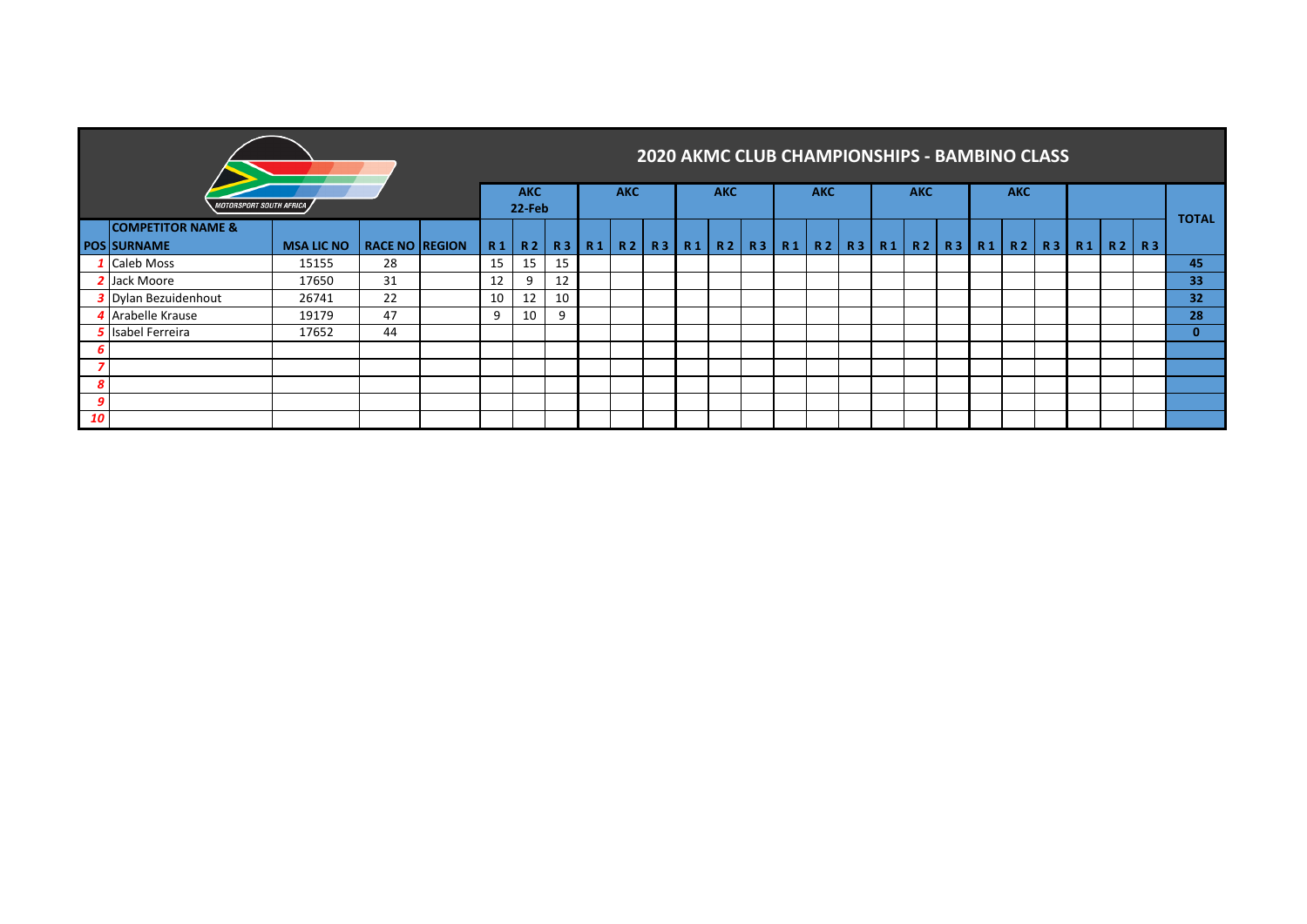## 2020 AKMC CLUB CHAMPIONSHIPS - BAMBINO CLASS

| POS | COMPETITOR NAME & SURNAME | MSA LIC NO | RACE NO | REGION | AKC 22-Feb | | | AKC | | | AKC | | | AKC | | | AKC | | | AKC | | | | | | TOTAL |
|---|---|---|---|---|---|---|---|---|---|---|---|---|---|---|---|---|---|---|---|---|---|---|---|---|---|---|
| | | | | | R 1 | R 2 | R 3 | R 1 | R 2 | R 3 | R 1 | R 2 | R 3 | R 1 | R 2 | R 3 | R 1 | R 2 | R 3 | R 1 | R 2 | R 3 | R 1 | R 2 | R 3 | |
| 1 | Caleb Moss | 15155 | 28 | | 15 | 15 | 15 | | | | | | | | | | | | | | | | | | | 45 |
| 2 | Jack Moore | 17650 | 31 | | 12 | 9 | 12 | | | | | | | | | | | | | | | | | | | 33 |
| 3 | Dylan Bezuidenhout | 26741 | 22 | | 10 | 12 | 10 | | | | | | | | | | | | | | | | | | | 32 |
| 4 | Arabelle Krause | 19179 | 47 | | 9 | 10 | 9 | | | | | | | | | | | | | | | | | | | 28 |
| 5 | Isabel Ferreira | 17652 | 44 | | | | | | | | | | | | | | | | | | | | | | | 0 |
| 6 | | | | | | | | | | | | | | | | | | | | | | | | | | |
| 7 | | | | | | | | | | | | | | | | | | | | | | | | | | |
| 8 | | | | | | | | | | | | | | | | | | | | | | | | | | |
| 9 | | | | | | | | | | | | | | | | | | | | | | | | | | |
| 10 | | | | | | | | | | | | | | | | | | | | | | | | | | |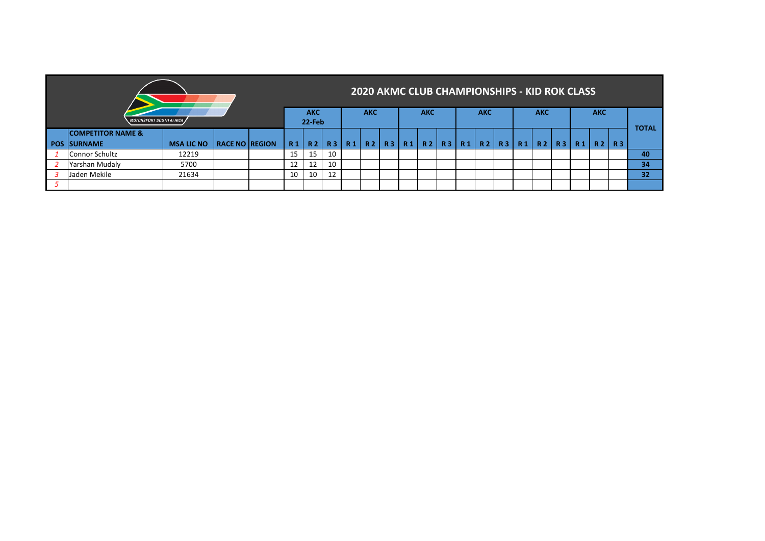## 2020 AKMC CLUB CHAMPIONSHIPS - KID ROK CLASS

MOTORSPORT SOUTH AFRICA

| | | | | | AKC 22-Feb | | | AKC | | | AKC | | | AKC | | | AKC | | | AKC | | | TOTAL |
|---|---|---|---|---|---|---|---|---|---|---|---|---|---|---|---|---|---|---|---|---|---|---|---|
| **POS** | **COMPETITOR NAME & SURNAME** | **MSA LIC NO** | **RACE NO** | **REGION** | **R 1** | **R 2** | **R 3** | **R 1** | **R 2** | **R 3** | **R 1** | **R 2** | **R 3** | **R 1** | **R 2** | **R 3** | **R 1** | **R 2** | **R 3** | **R 1** | **R 2** | **R 3** | |
| *1* | Connor Schultz | 12219 | | | 15 | 15 | 10 | | | | | | | | | | | | | | | | **40** |
| *2* | Yarshan Mudaly | 5700 | | | 12 | 12 | 10 | | | | | | | | | | | | | | | | **34** |
| *3* | Jaden Mekile | 21634 | | | 10 | 10 | 12 | | | | | | | | | | | | | | | | **32** |
| *5* | | | | | | | | | | | | | | | | | | | | | | | |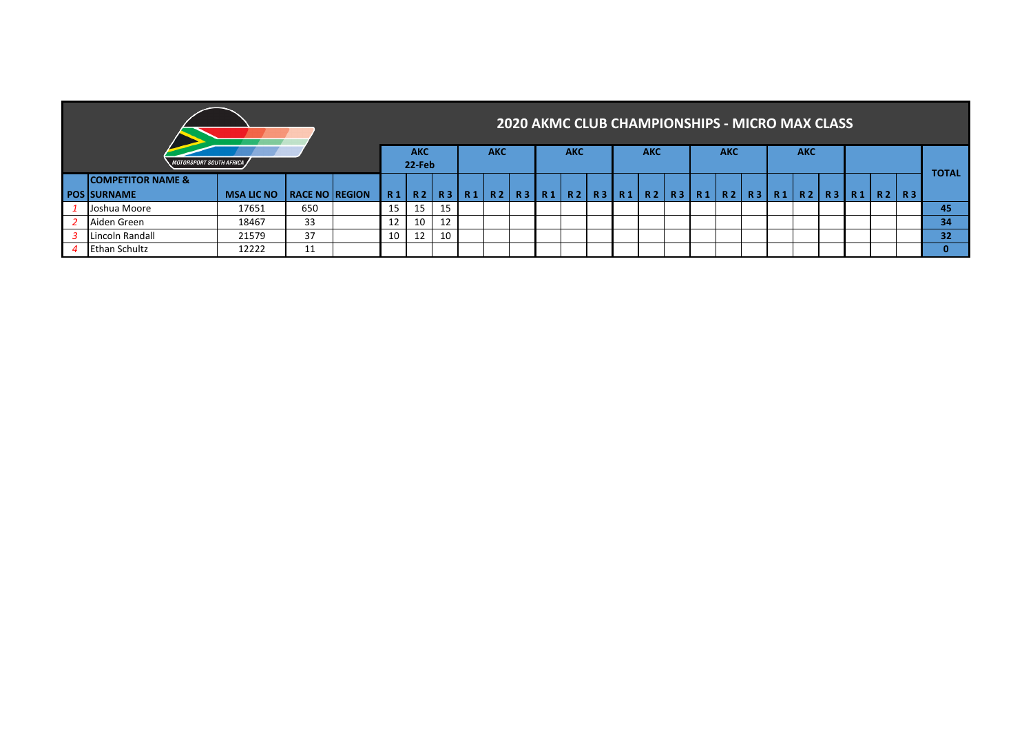# 2020 AKMC CLUB CHAMPIONSHIPS - MICRO MAX CLASS

| | | | | | AKC 22-Feb | | | AKC | | | AKC | | | AKC | | | AKC | | | AKC | | | | | | TOTAL |
|---|---|---|---|---|---|---|---|---|---|---|---|---|---|---|---|---|---|---|---|---|---|---|---|---|---|---|
| POS | COMPETITOR NAME & SURNAME | MSA LIC NO | RACE NO | REGION | R 1 | R 2 | R 3 | R 1 | R 2 | R 3 | R 1 | R 2 | R 3 | R 1 | R 2 | R 3 | R 1 | R 2 | R 3 | R 1 | R 2 | R 3 | R 1 | R 2 | R 3 | |
| *1* | Joshua Moore | 17651 | 650 | | 15 | 15 | 15 | | | | | | | | | | | | | | | | | | | **45** |
| *2* | Aiden Green | 18467 | 33 | | 12 | 10 | 12 | | | | | | | | | | | | | | | | | | | **34** |
| *3* | Lincoln Randall | 21579 | 37 | | 10 | 12 | 10 | | | | | | | | | | | | | | | | | | | **32** |
| *4* | Ethan Schultz | 12222 | 11 | | | | | | | | | | | | | | | | | | | | | | | **0** |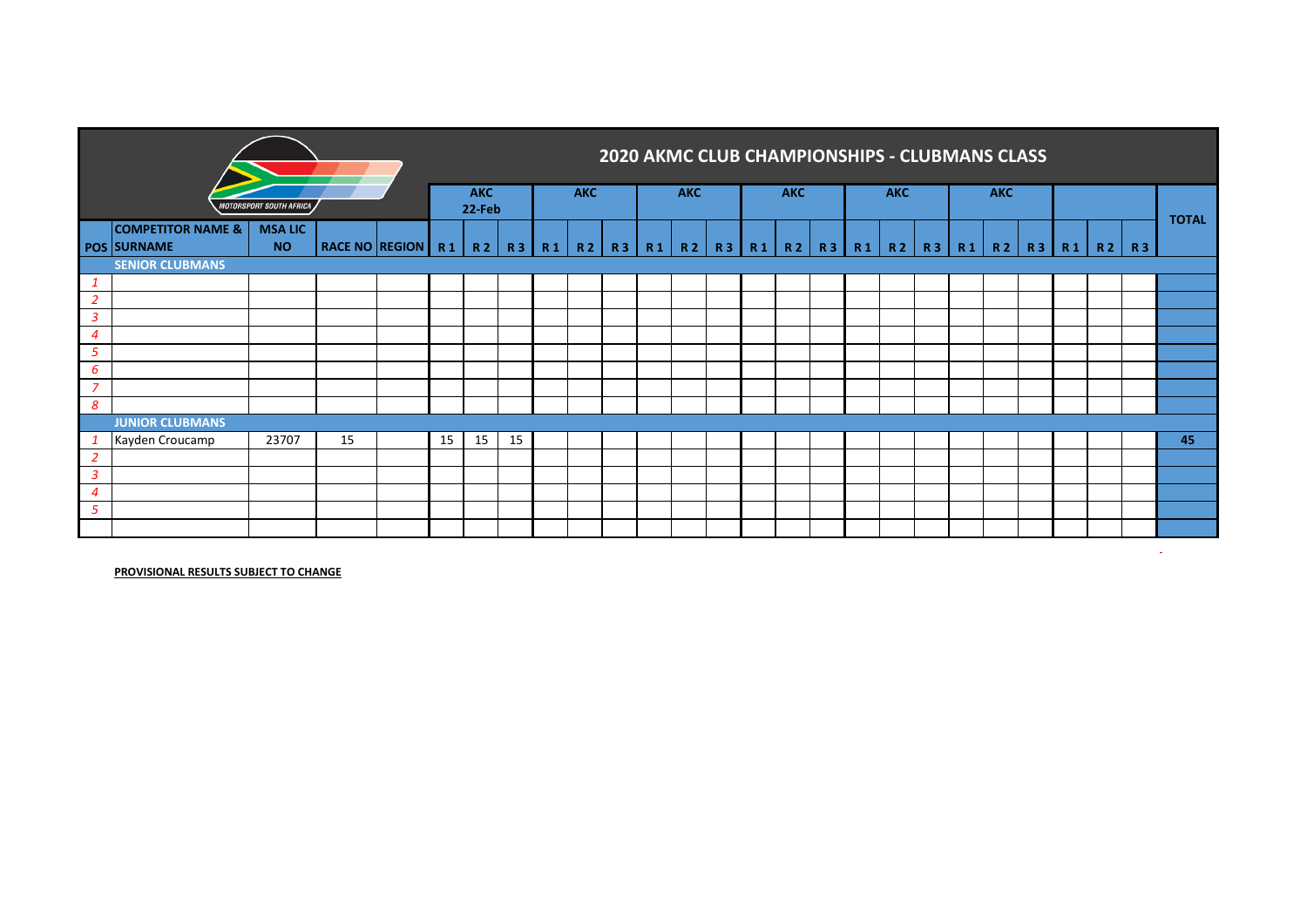## 2020 AKMC CLUB CHAMPIONSHIPS - CLUBMANS CLASS

| | | | | | AKC 22-Feb | | | AKC | | | AKC | | | AKC | | | AKC | | | AKC | | | | | | TOTAL |
|---|---|---|---|---|---|---|---|---|---|---|---|---|---|---|---|---|---|---|---|---|---|---|---|---|---|---|
| POS | COMPETITOR NAME & SURNAME | MSA LIC NO | RACE NO | REGION | R 1 | R 2 | R 3 | R 1 | R 2 | R 3 | R 1 | R 2 | R 3 | R 1 | R 2 | R 3 | R 1 | R 2 | R 3 | R 1 | R 2 | R 3 | R 1 | R 2 | R 3 | |
| | **SENIOR CLUBMANS** | | | | | | | | | | | | | | | | | | | | | | | | | |
| 1 | | | | | | | | | | | | | | | | | | | | | | | | | | |
| 2 | | | | | | | | | | | | | | | | | | | | | | | | | | |
| 3 | | | | | | | | | | | | | | | | | | | | | | | | | | |
| 4 | | | | | | | | | | | | | | | | | | | | | | | | | | |
| 5 | | | | | | | | | | | | | | | | | | | | | | | | | | |
| 6 | | | | | | | | | | | | | | | | | | | | | | | | | | |
| 7 | | | | | | | | | | | | | | | | | | | | | | | | | | |
| 8 | | | | | | | | | | | | | | | | | | | | | | | | | | |
| | **JUNIOR CLUBMANS** | | | | | | | | | | | | | | | | | | | | | | | | | |
| 1 | Kayden Croucamp | 23707 | 15 | | 15 | 15 | 15 | | | | | | | | | | | | | | | | | | | 45 |
| 2 | | | | | | | | | | | | | | | | | | | | | | | | | | |
| 3 | | | | | | | | | | | | | | | | | | | | | | | | | | |
| 4 | | | | | | | | | | | | | | | | | | | | | | | | | | |
| 5 | | | | | | | | | | | | | | | | | | | | | | | | | | |
| | | | | | | | | | | | | | | | | | | | | | | | | | | |

**PROVISIONAL RESULTS SUBJECT TO CHANGE**